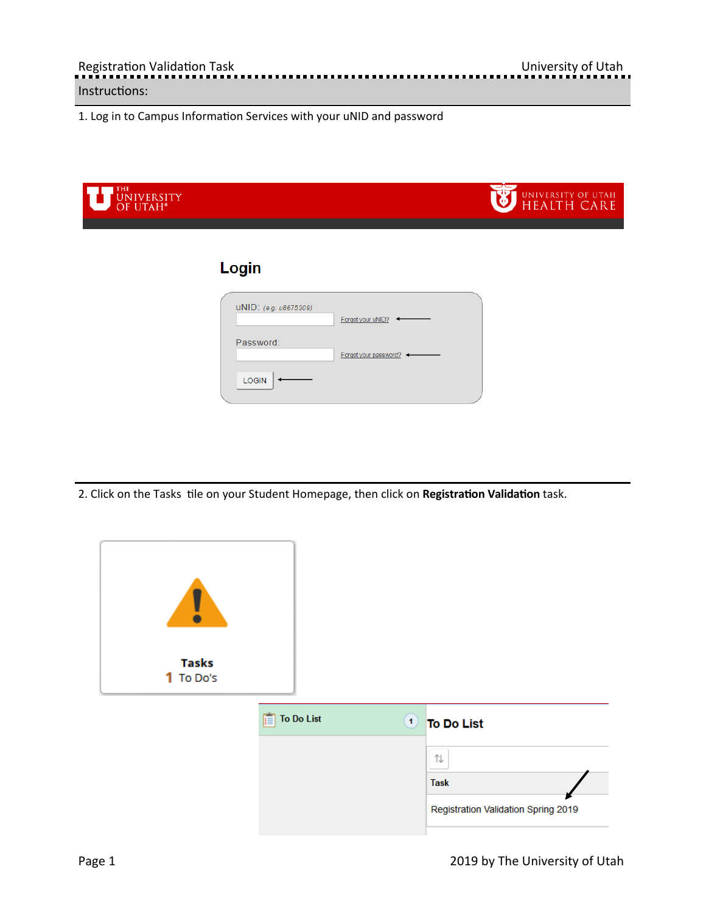Instructions:

1. Log in to Campus Information Services with your uNID and password

THE UNIVERSITY OF UTAH

UNIVERSITY OF UTAH HEALTH CARE

**Login**

uNID: *(e.g. u8675309)*

Forgot your uNID?

Password:

Forgot your password?

LOGIN

2. Click on the Tasks tile on your Student Homepage, then click on **Registration Validation** task.

**Tasks**

1 To Do's

To Do List 1

**To Do List**

Task

Registration Validation Spring 2019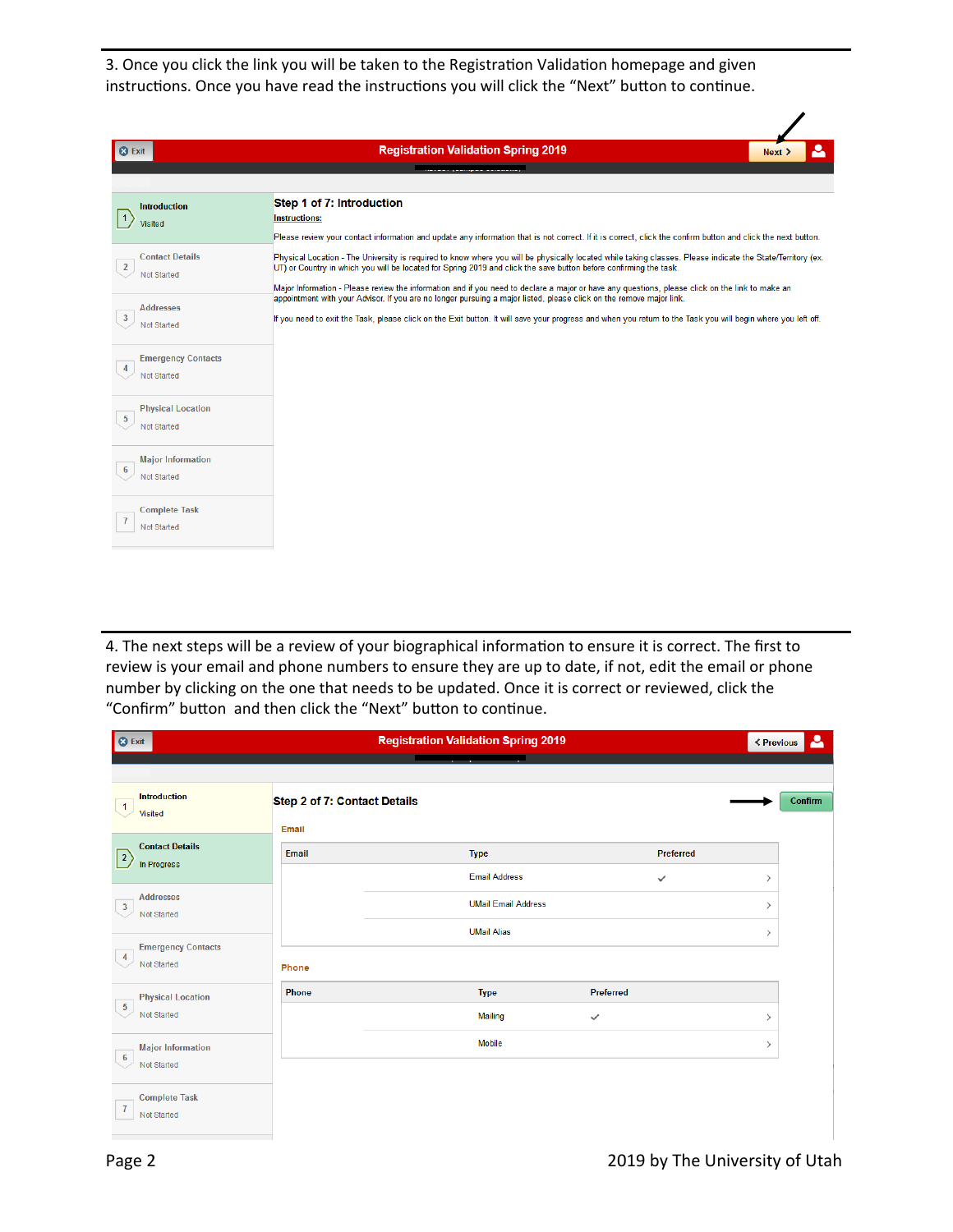3. Once you click the link you will be taken to the Registration Validation homepage and given instructions. Once you have read the instructions you will click the "Next" button to continue.

Registration Validation Spring 2019

Exit | Next

| |
|---|
| 1 Introduction Visited |
| 2 Contact Details Not Started |
| 3 Addresses Not Started |
| 4 Emergency Contacts Not Started |
| 5 Physical Location Not Started |
| 6 Major Information Not Started |
| 7 Complete Task Not Started |

**Step 1 of 7: Introduction**

Instructions:

Please review your contact information and update any information that is not correct. If it is correct, click the confirm button and click the next button.

Physical Location - The University is required to know where you will be physically located while taking classes. Please indicate the State/Territory (ex. UT) or Country in which you will be located for Spring 2019 and click the save button before confirming the task.

Major Information - Please review the information and if you need to declare a major or have any questions, please click on the link to make an appointment with your Advisor. If you are no longer pursuing a major listed, please click on the remove major link.

If you need to exit the Task, please click on the Exit button. It will save your progress and when you return to the Task you will begin where you left off.

4. The next steps will be a review of your biographical information to ensure it is correct. The first to review is your email and phone numbers to ensure they are up to date, if not, edit the email or phone number by clicking on the one that needs to be updated. Once it is correct or reviewed, click the "Confirm" button and then click the "Next" button to continue.

Registration Validation Spring 2019

Exit | Previous

| |
|---|
| 1 Introduction Visited |
| 2 Contact Details In Progress |
| 3 Addresses Not Started |
| 4 Emergency Contacts Not Started |
| 5 Physical Location Not Started |
| 6 Major Information Not Started |
| 7 Complete Task Not Started |

**Step 2 of 7: Contact Details** — Confirm

Email

| Email | Type | Preferred |
|---|---|---|
| | Email Address | ✓ |
| | UMail Email Address | |
| | UMail Alias | |

Phone

| Phone | Type | Preferred |
|---|---|---|
| | Mailing | ✓ |
| | Mobile | |

2019 by The University of Utah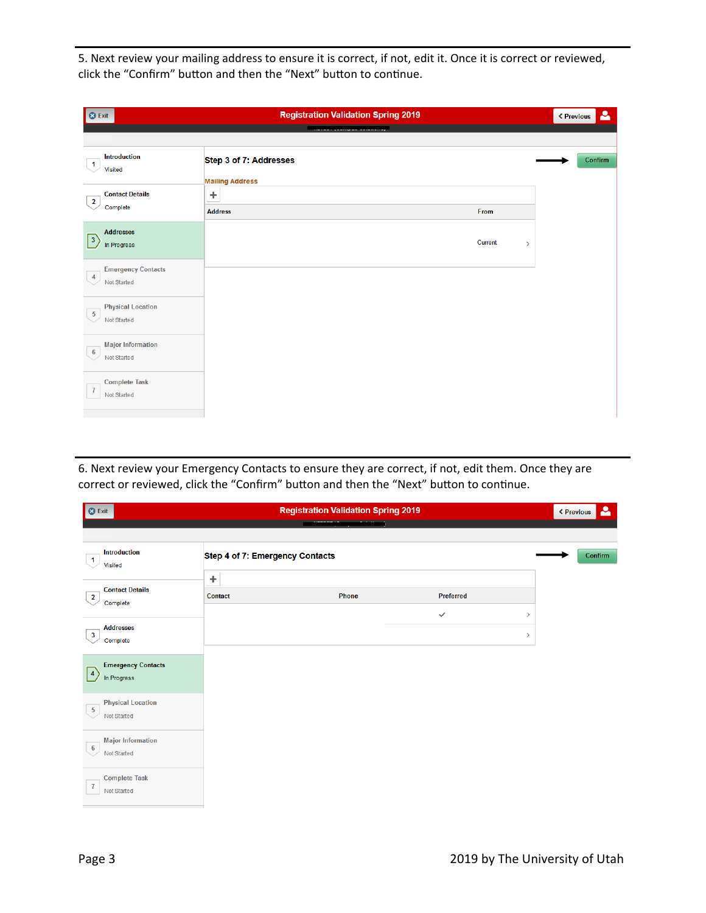5. Next review your mailing address to ensure it is correct, if not, edit it. Once it is correct or reviewed, click the "Confirm" button and then the "Next" button to continue.

Exit | Registration Validation Spring 2019 | Previous

1 Introduction — Visited
2 Contact Details — Complete
3 Addresses — In Progress
4 Emergency Contacts — Not Started
5 Physical Location — Not Started
6 Major Information — Not Started
7 Complete Task — Not Started

**Step 3 of 7: Addresses** — Confirm

Mailing Address

| Address | From |
|---|---|
| | Current |

6. Next review your Emergency Contacts to ensure they are correct, if not, edit them. Once they are correct or reviewed, click the "Confirm" button and then the "Next" button to continue.

Exit | Registration Validation Spring 2019 | Previous

1 Introduction — Visited
2 Contact Details — Complete
3 Addresses — Complete
4 Emergency Contacts — In Progress
5 Physical Location — Not Started
6 Major Information — Not Started
7 Complete Task — Not Started

**Step 4 of 7: Emergency Contacts** — Confirm

| Contact | Phone | Preferred |
|---|---|---|
| | | ✓ |
| | | |

2019 by The University of Utah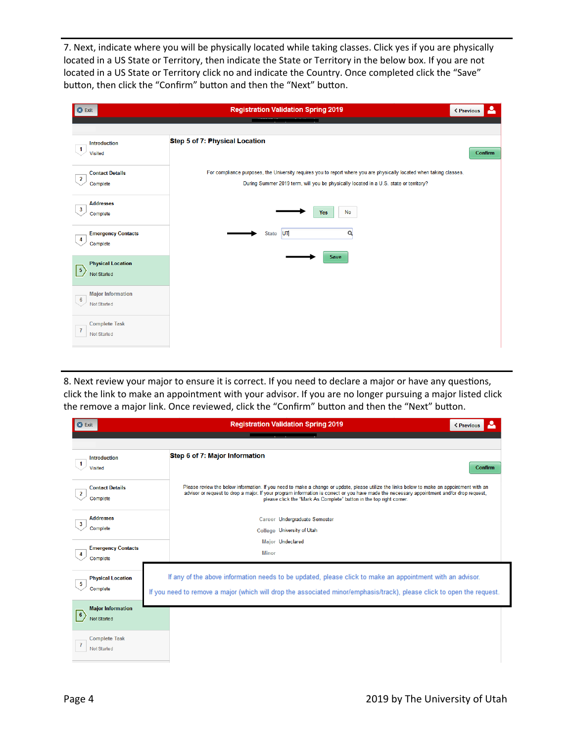7. Next, indicate where you will be physically located while taking classes. Click yes if you are physically located in a US State or Territory, then indicate the State or Territory in the below box. If you are not located in a US State or Territory click no and indicate the Country. Once completed click the "Save" button, then click the "Confirm" button and then the "Next" button.

Registration Validation Spring 2019

Step 5 of 7: Physical Location

For compliance purposes, the University requires you to report where you are physically located when taking classes.

During Summer 2019 term, will you be physically located in a U.S. state or territory?

Yes | No

State: UT

Save | Confirm

1. Introduction – Visited
2. Contact Details – Complete
3. Addresses – Complete
4. Emergency Contacts – Complete
5. Physical Location – Not Started
6. Major Information – Not Started
7. Complete Task – Not Started

8. Next review your major to ensure it is correct. If you need to declare a major or have any questions, click the link to make an appointment with your advisor. If you are no longer pursuing a major listed click the remove a major link. Once reviewed, click the "Confirm" button and then the "Next" button.

Registration Validation Spring 2019

Step 6 of 7: Major Information

Please review the below information. If you need to make a change or update, please utilize the links below to make an appointment with an advisor or request to drop a major. If your program information is correct or you have made the necessary appointment and/or drop request, please click the "Mark As Complete" button in the top right corner.

Career: Undergraduate Semester
College: University of Utah
Major: Undeclared
Minor:

If any of the above information needs to be updated, please click to make an appointment with an advisor.

If you need to remove a major (which will drop the associated minor/emphasis/track), please click to open the request.

Confirm

1. Introduction – Visited
2. Contact Details – Complete
3. Addresses – Complete
4. Emergency Contacts – Complete
5. Physical Location – Complete
6. Major Information – Not Started
7. Complete Task – Not Started

2019 by The University of Utah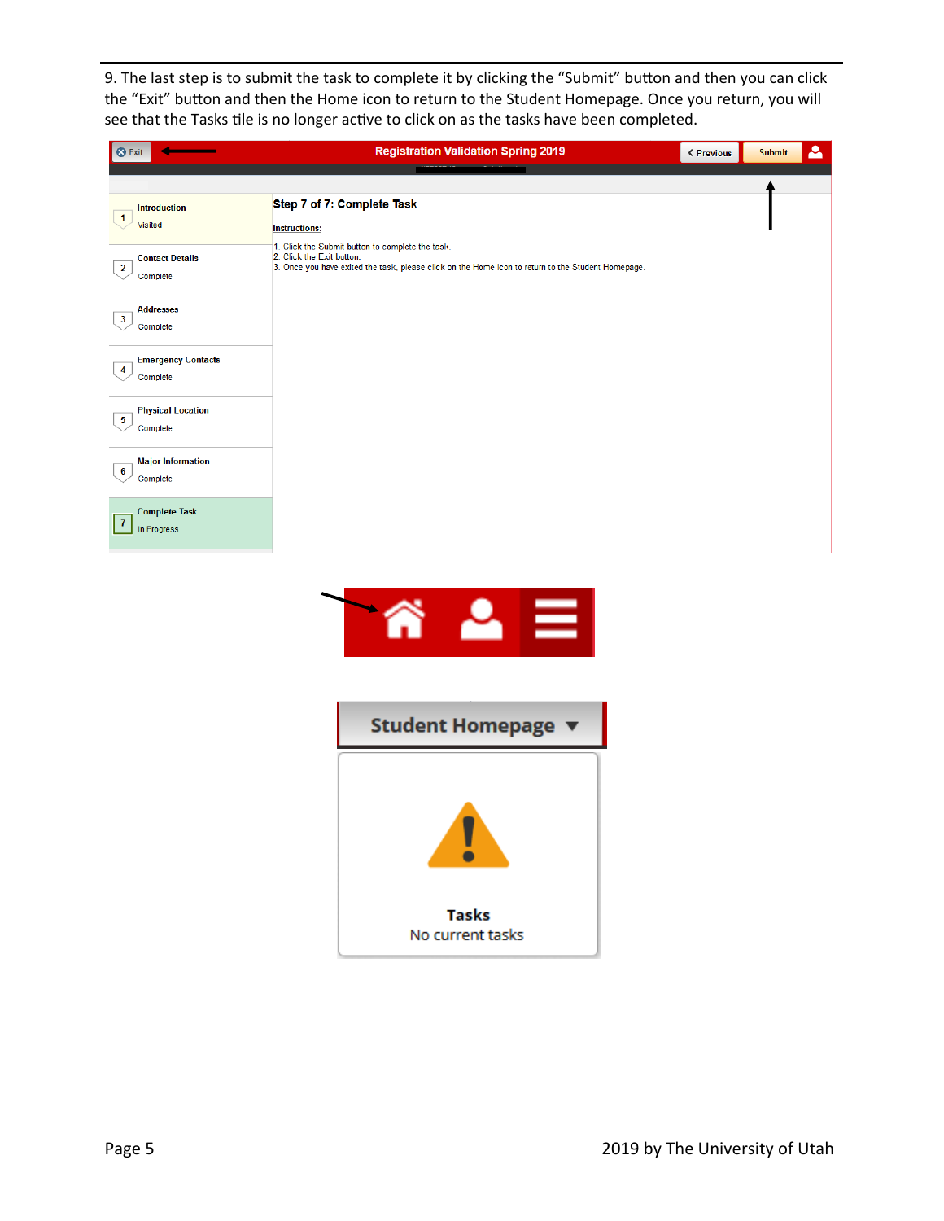9. The last step is to submit the task to complete it by clicking the "Submit" button and then you can click the "Exit" button and then the Home icon to return to the Student Homepage. Once you return, you will see that the Tasks tile is no longer active to click on as the tasks have been completed.

Exit

Registration Validation Spring 2019

Previous

Submit

1 Introduction
Visited

2 Contact Details
Complete

3 Addresses
Complete

4 Emergency Contacts
Complete

5 Physical Location
Complete

6 Major Information
Complete

7 Complete Task
In Progress

**Step 7 of 7: Complete Task**

Instructions:

1. Click the Submit button to complete the task.
2. Click the Exit button.
3. Once you have exited the task, please click on the Home icon to return to the Student Homepage.

Student Homepage

Tasks
No current tasks